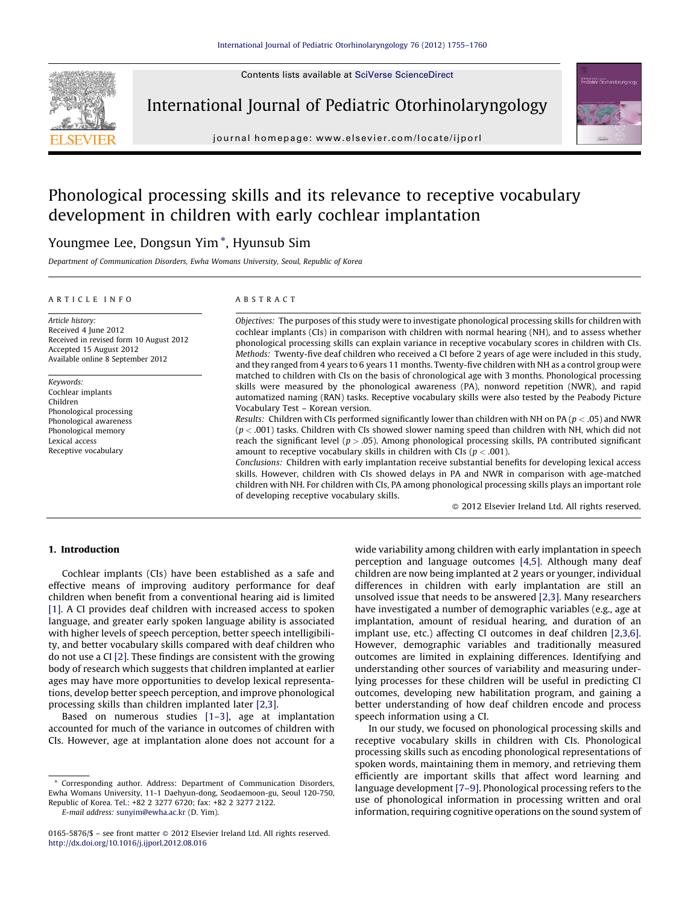# Phonological processing skills and its relevance to receptive vocabulary development in children with early cochlear implantation

Youngmee Lee, Dongsun Yim *, Hyunsub Sim

Department of Communication Disorders, Ewha Womans University, Seoul, Republic of Korea

## ARTICLE INFO

*Article history:*
Received 4 June 2012
Received in revised form 10 August 2012
Accepted 15 August 2012
Available online 8 September 2012

*Keywords:*
Cochlear implants
Children
Phonological processing
Phonological awareness
Phonological memory
Lexical access
Receptive vocabulary

## ABSTRACT

*Objectives:* The purposes of this study were to investigate phonological processing skills for children with cochlear implants (CIs) in comparison with children with normal hearing (NH), and to assess whether phonological processing skills can explain variance in receptive vocabulary scores in children with CIs.

*Methods:* Twenty-five deaf children who received a CI before 2 years of age were included in this study, and they ranged from 4 years to 6 years 11 months. Twenty-five children with NH as a control group were matched to children with CIs on the basis of chronological age with 3 months. Phonological processing skills were measured by the phonological awareness (PA), nonword repetition (NWR), and rapid automatized naming (RAN) tasks. Receptive vocabulary skills were also tested by the Peabody Picture Vocabulary Test – Korean version.

*Results:* Children with CIs performed significantly lower than children with NH on PA ($p < .05$) and NWR ($p < .001$) tasks. Children with CIs showed slower naming speed than children with NH, which did not reach the significant level ($p > .05$). Among phonological processing skills, PA contributed significant amount to receptive vocabulary skills in children with CIs ($p < .001$).

*Conclusions:* Children with early implantation receive substantial benefits for developing lexical access skills. However, children with CIs showed delays in PA and NWR in comparison with age-matched children with NH. For children with CIs, PA among phonological processing skills plays an important role of developing receptive vocabulary skills.

© 2012 Elsevier Ireland Ltd. All rights reserved.

## 1. Introduction

Cochlear implants (CIs) have been established as a safe and effective means of improving auditory performance for deaf children when benefit from a conventional hearing aid is limited [1]. A CI provides deaf children with increased access to spoken language, and greater early spoken language ability is associated with higher levels of speech perception, better speech intelligibility, and better vocabulary skills compared with deaf children who do not use a CI [2]. These findings are consistent with the growing body of research which suggests that children implanted at earlier ages may have more opportunities to develop lexical representations, develop better speech perception, and improve phonological processing skills than children implanted later [2,3].

Based on numerous studies [1–3], age at implantation accounted for much of the variance in outcomes of children with CIs. However, age at implantation alone does not account for a wide variability among children with early implantation in speech perception and language outcomes [4,5]. Although many deaf children are now being implanted at 2 years or younger, individual differences in children with early implantation are still an unsolved issue that needs to be answered [2,3]. Many researchers have investigated a number of demographic variables (e.g., age at implantation, amount of residual hearing, and duration of an implant use, etc.) affecting CI outcomes in deaf children [2,3,6]. However, demographic variables and traditionally measured outcomes are limited in explaining differences. Identifying and understanding other sources of variability and measuring underlying processes for these children will be useful in predicting CI outcomes, developing new habilitation program, and gaining a better understanding of how deaf children encode and process speech information using a CI.

In our study, we focused on phonological processing skills and receptive vocabulary skills in children with CIs. Phonological processing skills such as encoding phonological representations of spoken words, maintaining them in memory, and retrieving them efficiently are important skills that affect word learning and language development [7–9]. Phonological processing refers to the use of phonological information in processing written and oral information, requiring cognitive operations on the sound system of

* Corresponding author. Address: Department of Communication Disorders, Ewha Womans University, 11-1 Daehyun-dong, Seodaemoon-gu, Seoul 120-750, Republic of Korea. Tel.: +82 2 3277 6720; fax: +82 2 3277 2122.
E-mail address: sunyim@ewha.ac.kr (D. Yim).

0165-5876/$ – see front matter © 2012 Elsevier Ireland Ltd. All rights reserved.
http://dx.doi.org/10.1016/j.ijporl.2012.08.016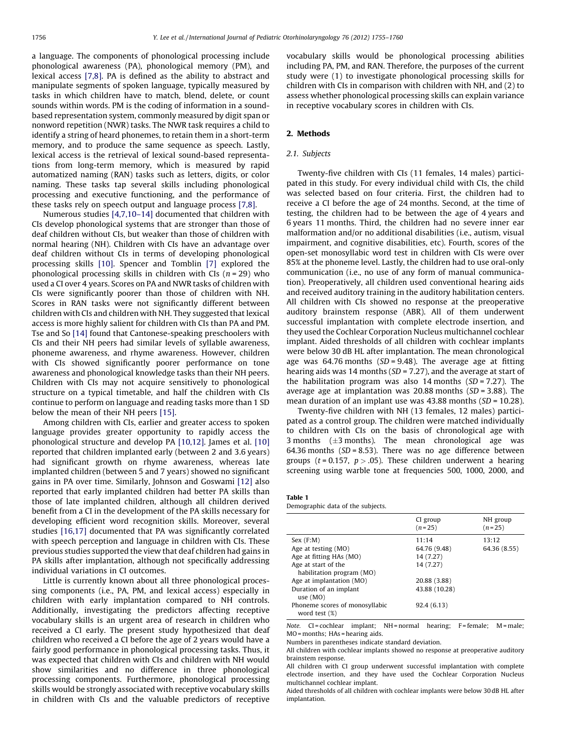a language. The components of phonological processing include phonological awareness (PA), phonological memory (PM), and lexical access [7,8]. PA is defined as the ability to abstract and manipulate segments of spoken language, typically measured by tasks in which children have to match, blend, delete, or count sounds within words. PM is the coding of information in a sound-based representation system, commonly measured by digit span or nonword repetition (NWR) tasks. The NWR task requires a child to identify a string of heard phonemes, to retain them in a short-term memory, and to produce the same sequence as speech. Lastly, lexical access is the retrieval of lexical sound-based representations from long-term memory, which is measured by rapid automatized naming (RAN) tasks such as letters, digits, or color naming. These tasks tap several skills including phonological processing and executive functioning, and the performance of these tasks rely on speech output and language process [7,8].

Numerous studies [4,7,10–14] documented that children with CIs develop phonological systems that are stronger than those of deaf children without CIs, but weaker than those of children with normal hearing (NH). Children with CIs have an advantage over deaf children without CIs in terms of developing phonological processing skills [10]. Spencer and Tomblin [7] explored the phonological processing skills in children with CIs ($n = 29$) who used a CI over 4 years. Scores on PA and NWR tasks of children with CIs were significantly poorer than those of children with NH. Scores in RAN tasks were not significantly different between children with CIs and children with NH. They suggested that lexical access is more highly salient for children with CIs than PA and PM. Tse and So [14] found that Cantonese-speaking preschoolers with CIs and their NH peers had similar levels of syllable awareness, phoneme awareness, and rhyme awareness. However, children with CIs showed significantly poorer performance on tone awareness and phonological knowledge tasks than their NH peers. Children with CIs may not acquire sensitively to phonological structure on a typical timetable, and half the children with CIs continue to perform on language and reading tasks more than 1 SD below the mean of their NH peers [15].

Among children with CIs, earlier and greater access to spoken language provides greater opportunity to rapidly access the phonological structure and develop PA [10,12]. James et al. [10] reported that children implanted early (between 2 and 3.6 years) had significant growth on rhyme awareness, whereas late implanted children (between 5 and 7 years) showed no significant gains in PA over time. Similarly, Johnson and Goswami [12] also reported that early implanted children had better PA skills than those of late implanted children, although all children derived benefit from a CI in the development of the PA skills necessary for developing efficient word recognition skills. Moreover, several studies [16,17] documented that PA was significantly correlated with speech perception and language in children with CIs. These previous studies supported the view that deaf children had gains in PA skills after implantation, although not specifically addressing individual variations in CI outcomes.

Little is currently known about all three phonological processing components (i.e., PA, PM, and lexical access) especially in children with early implantation compared to NH controls. Additionally, investigating the predictors affecting receptive vocabulary skills is an urgent area of research in children who received a CI early. The present study hypothesized that deaf children who received a CI before the age of 2 years would have a fairly good performance in phonological processing tasks. Thus, it was expected that children with CIs and children with NH would show similarities and no difference in three phonological processing components. Furthermore, phonological processing skills would be strongly associated with receptive vocabulary skills in children with CIs and the valuable predictors of receptive vocabulary skills would be phonological processing abilities including PA, PM, and RAN. Therefore, the purposes of the current study were (1) to investigate phonological processing skills for children with CIs in comparison with children with NH, and (2) to assess whether phonological processing skills can explain variance in receptive vocabulary scores in children with CIs.

## 2. Methods

### 2.1. Subjects

Twenty-five children with CIs (11 females, 14 males) participated in this study. For every individual child with CIs, the child was selected based on four criteria. First, the children had to receive a CI before the age of 24 months. Second, at the time of testing, the children had to be between the age of 4 years and 6 years 11 months. Third, the children had no severe inner ear malformation and/or no additional disabilities (i.e., autism, visual impairment, and cognitive disabilities, etc). Fourth, scores of the open-set monosyllabic word test in children with CIs were over 85% at the phoneme level. Lastly, the children had to use oral-only communication (i.e., no use of any form of manual communication). Preoperatively, all children used conventional hearing aids and received auditory training in the auditory habilitation centers. All children with CIs showed no response at the preoperative auditory brainstem response (ABR). All of them underwent successful implantation with complete electrode insertion, and they used the Cochlear Corporation Nucleus multichannel cochlear implant. Aided thresholds of all children with cochlear implants were below 30 dB HL after implantation. The mean chronological age was 64.76 months ($SD = 9.48$). The average age at fitting hearing aids was 14 months ($SD = 7.27$), and the average at start of the habilitation program was also 14 months ($SD = 7.27$). The average age at implantation was 20.88 months ($SD = 3.88$). The mean duration of an implant use was 43.88 months ($SD = 10.28$).

Twenty-five children with NH (13 females, 12 males) participated as a control group. The children were matched individually to children with CIs on the basis of chronological age with 3 months (±3 months). The mean chronological age was 64.36 months ($SD = 8.53$). There was no age difference between groups ($t = 0.157$, $p > .05$). These children underwent a hearing screening using warble tone at frequencies 500, 1000, 2000, and

**Table 1**
Demographic data of the subjects.

| | CI group ($n = 25$) | NH group ($n = 25$) |
|---|---|---|
| Sex (F:M) | 11:14 | 13:12 |
| Age at testing (MO) | 64.76 (9.48) | 64.36 (8.55) |
| Age at fitting HAs (MO) | 14 (7.27) | |
| Age at start of the habilitation program (MO) | 14 (7.27) | |
| Age at implantation (MO) | 20.88 (3.88) | |
| Duration of an implant use (MO) | 43.88 (10.28) | |
| Phoneme scores of monosyllabic word test (%) | 92.4 (6.13) | |

*Note.* CI = cochlear implant; NH = normal hearing; F = female; M = male; MO = months; HAs = hearing aids.

Numbers in parentheses indicate standard deviation.

All children with cochlear implants showed no response at preoperative auditory brainstem response.

All children with CI group underwent successful implantation with complete electrode insertion, and they have used the Cochlear Corporation Nucleus multichannel cochlear implant.

Aided thresholds of all children with cochlear implants were below 30 dB HL after implantation.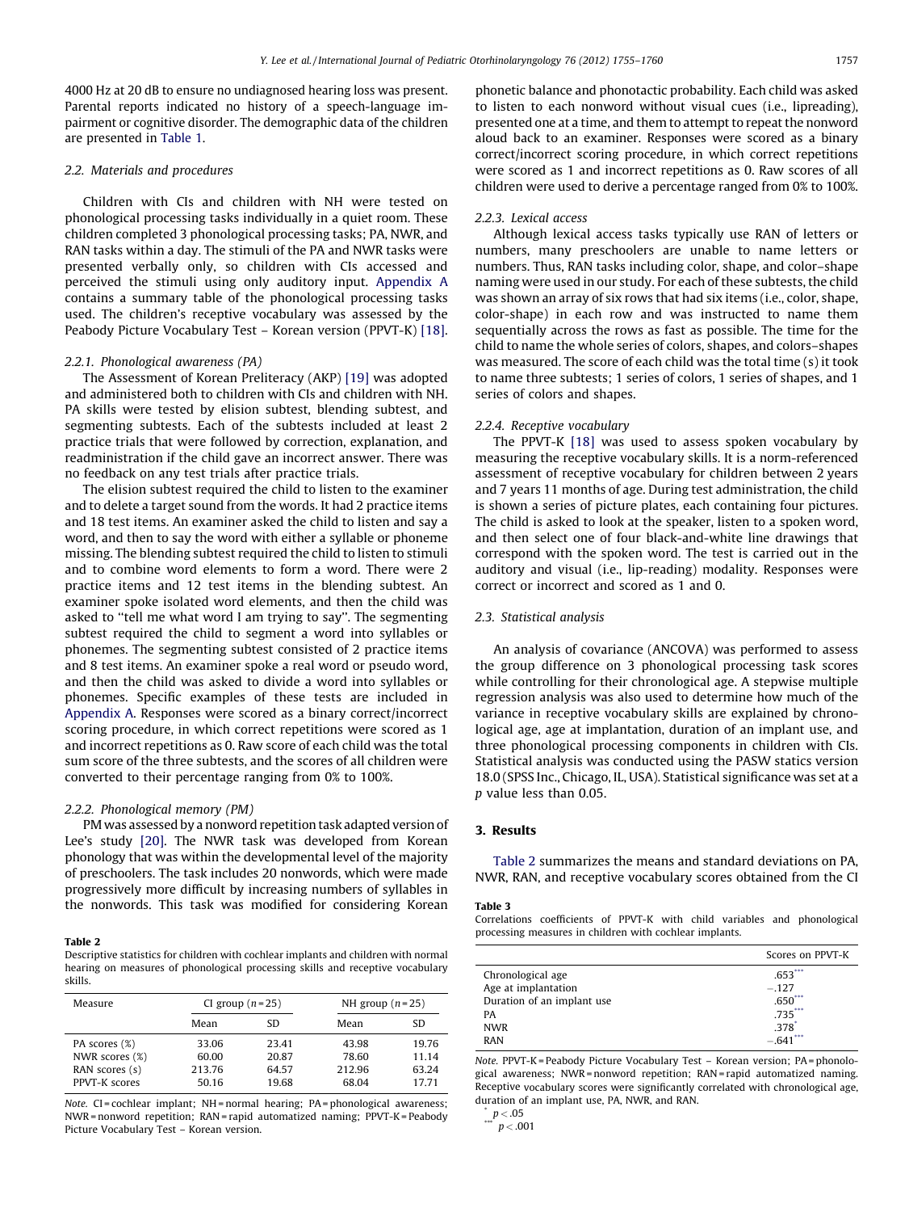4000 Hz at 20 dB to ensure no undiagnosed hearing loss was present. Parental reports indicated no history of a speech-language impairment or cognitive disorder. The demographic data of the children are presented in Table 1.

### 2.2. Materials and procedures

Children with CIs and children with NH were tested on phonological processing tasks individually in a quiet room. These children completed 3 phonological processing tasks; PA, NWR, and RAN tasks within a day. The stimuli of the PA and NWR tasks were presented verbally only, so children with CIs accessed and perceived the stimuli using only auditory input. Appendix A contains a summary table of the phonological processing tasks used. The children's receptive vocabulary was assessed by the Peabody Picture Vocabulary Test – Korean version (PPVT-K) [18].

#### 2.2.1. Phonological awareness (PA)

The Assessment of Korean Preliteracy (AKP) [19] was adopted and administered both to children with CIs and children with NH. PA skills were tested by elision subtest, blending subtest, and segmenting subtests. Each of the subtests included at least 2 practice trials that were followed by correction, explanation, and readministration if the child gave an incorrect answer. There was no feedback on any test trials after practice trials.

The elision subtest required the child to listen to the examiner and to delete a target sound from the words. It had 2 practice items and 18 test items. An examiner asked the child to listen and say a word, and then to say the word with either a syllable or phoneme missing. The blending subtest required the child to listen to stimuli and to combine word elements to form a word. There were 2 practice items and 12 test items in the blending subtest. An examiner spoke isolated word elements, and then the child was asked to "tell me what word I am trying to say". The segmenting subtest required the child to segment a word into syllables or phonemes. The segmenting subtest consisted of 2 practice items and 8 test items. An examiner spoke a real word or pseudo word, and then the child was asked to divide a word into syllables or phonemes. Specific examples of these tests are included in Appendix A. Responses were scored as a binary correct/incorrect scoring procedure, in which correct repetitions were scored as 1 and incorrect repetitions as 0. Raw score of each child was the total sum score of the three subtests, and the scores of all children were converted to their percentage ranging from 0% to 100%.

#### 2.2.2. Phonological memory (PM)

PM was assessed by a nonword repetition task adapted version of Lee's study [20]. The NWR task was developed from Korean phonology that was within the developmental level of the majority of preschoolers. The task includes 20 nonwords, which were made progressively more difficult by increasing numbers of syllables in the nonwords. This task was modified for considering Korean phonetic balance and phonotactic probability. Each child was asked to listen to each nonword without visual cues (i.e., lipreading), presented one at a time, and them to attempt to repeat the nonword aloud back to an examiner. Responses were scored as a binary correct/incorrect scoring procedure, in which correct repetitions were scored as 1 and incorrect repetitions as 0. Raw scores of all children were used to derive a percentage ranged from 0% to 100%.

#### 2.2.3. Lexical access

Although lexical access tasks typically use RAN of letters or numbers, many preschoolers are unable to name letters or numbers. Thus, RAN tasks including color, shape, and color–shape naming were used in our study. For each of these subtests, the child was shown an array of six rows that had six items (i.e., color, shape, color-shape) in each row and was instructed to name them sequentially across the rows as fast as possible. The time for the child to name the whole series of colors, shapes, and colors–shapes was measured. The score of each child was the total time (s) it took to name three subtests; 1 series of colors, 1 series of shapes, and 1 series of colors and shapes.

#### 2.2.4. Receptive vocabulary

The PPVT-K [18] was used to assess spoken vocabulary by measuring the receptive vocabulary skills. It is a norm-referenced assessment of receptive vocabulary for children between 2 years and 7 years 11 months of age. During test administration, the child is shown a series of picture plates, each containing four pictures. The child is asked to look at the speaker, listen to a spoken word, and then select one of four black-and-white line drawings that correspond with the spoken word. The test is carried out in the auditory and visual (i.e., lip-reading) modality. Responses were correct or incorrect and scored as 1 and 0.

### 2.3. Statistical analysis

An analysis of covariance (ANCOVA) was performed to assess the group difference on 3 phonological processing task scores while controlling for their chronological age. A stepwise multiple regression analysis was also used to determine how much of the variance in receptive vocabulary skills are explained by chronological age, age at implantation, duration of an implant use, and three phonological processing components in children with CIs. Statistical analysis was conducted using the PASW statics version 18.0 (SPSS Inc., Chicago, IL, USA). Statistical significance was set at a $p$ value less than 0.05.

## 3. Results

Table 2 summarizes the means and standard deviations on PA, NWR, RAN, and receptive vocabulary scores obtained from the CI

**Table 2**
Descriptive statistics for children with cochlear implants and children with normal hearing on measures of phonological processing skills and receptive vocabulary skills.

| Measure | CI group ($n$ = 25) | | NH group ($n$ = 25) | |
|---|---|---|---|---|
| | Mean | SD | Mean | SD |
| PA scores (%) | 33.06 | 23.41 | 43.98 | 19.76 |
| NWR scores (%) | 60.00 | 20.87 | 78.60 | 11.14 |
| RAN scores (s) | 213.76 | 64.57 | 212.96 | 63.24 |
| PPVT-K scores | 50.16 | 19.68 | 68.04 | 17.71 |

*Note.* CI = cochlear implant; NH = normal hearing; PA = phonological awareness; NWR = nonword repetition; RAN = rapid automatized naming; PPVT-K = Peabody Picture Vocabulary Test – Korean version.

**Table 3**
Correlations coefficients of PPVT-K with child variables and phonological processing measures in children with cochlear implants.

| | Scores on PPVT-K |
|---|---|
| Chronological age | .653*** |
| Age at implantation | −.127 |
| Duration of an implant use | .650*** |
| PA | .735*** |
| NWR | .378* |
| RAN | −.641*** |

*Note.* PPVT-K = Peabody Picture Vocabulary Test – Korean version; PA = phonological awareness; NWR = nonword repetition; RAN = rapid automatized naming. Receptive vocabulary scores were significantly correlated with chronological age, duration of an implant use, PA, NWR, and RAN.

* $p < .05$
*** $p < .001$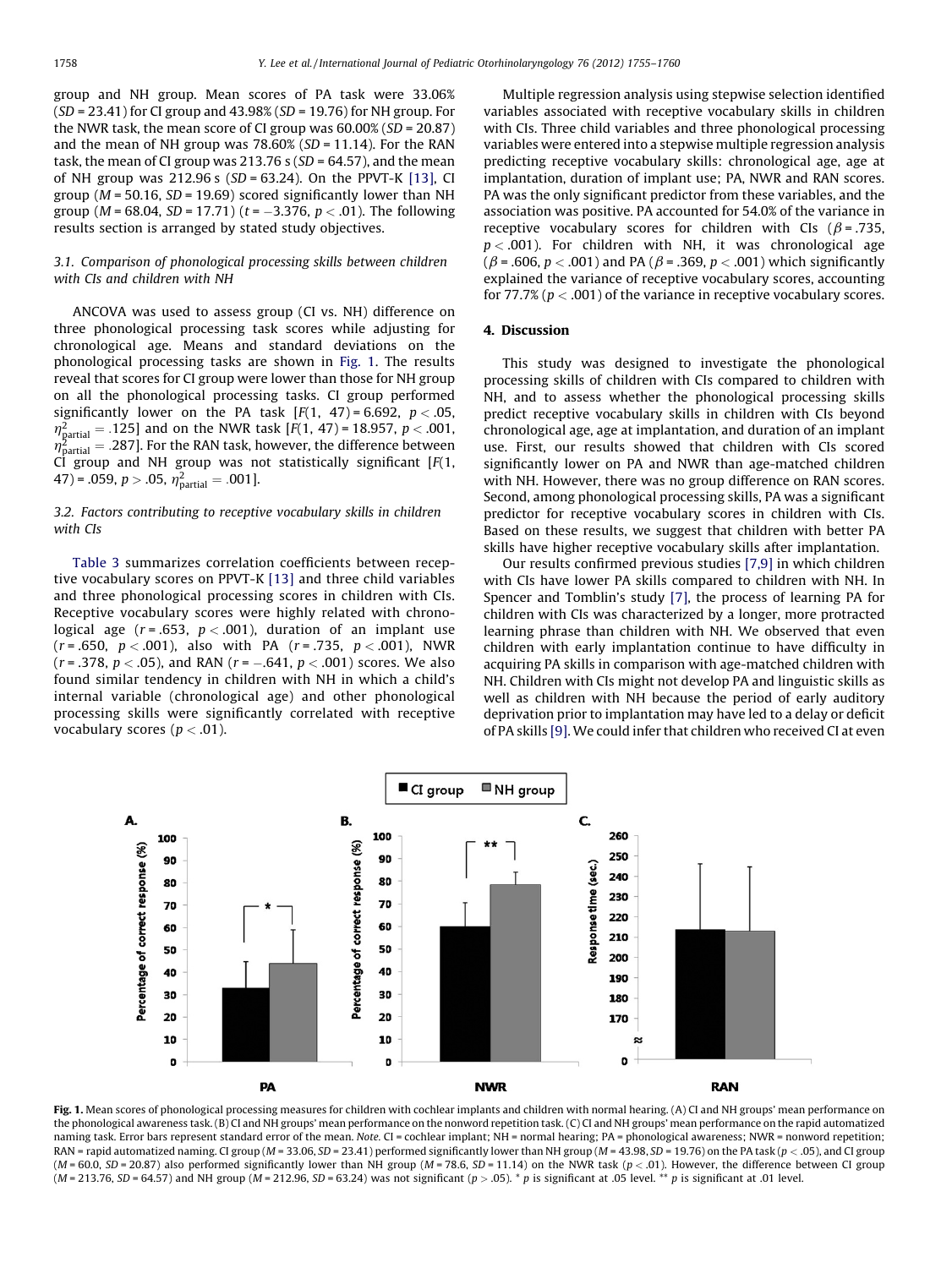group and NH group. Mean scores of PA task were 33.06% (*SD* = 23.41) for CI group and 43.98% (*SD* = 19.76) for NH group. For the NWR task, the mean score of CI group was 60.00% (*SD* = 20.87) and the mean of NH group was 78.60% (*SD* = 11.14). For the RAN task, the mean of CI group was 213.76 s (*SD* = 64.57), and the mean of NH group was 212.96 s (*SD* = 63.24). On the PPVT-K [13], CI group (*M* = 50.16, *SD* = 19.69) scored significantly lower than NH group (*M* = 68.04, *SD* = 17.71) ($t = -3.376$, $p < .01$). The following results section is arranged by stated study objectives.

### 3.1. Comparison of phonological processing skills between children with CIs and children with NH

ANCOVA was used to assess group (CI vs. NH) difference on three phonological processing task scores while adjusting for chronological age. Means and standard deviations on the phonological processing tasks are shown in Fig. 1. The results reveal that scores for CI group were lower than those for NH group on all the phonological processing tasks. CI group performed significantly lower on the PA task [$F(1, 47) = 6.692$, $p < .05$, $\eta^2_{\text{partial}} = .125$] and on the NWR task [$F(1, 47) = 18.957$, $p < .001$, $\eta^2_{\text{partial}} = .287$]. For the RAN task, however, the difference between CI group and NH group was not statistically significant [$F(1, 47) = .059$, $p > .05$, $\eta^2_{\text{partial}} = .001$].

### 3.2. Factors contributing to receptive vocabulary skills in children with CIs

Table 3 summarizes correlation coefficients between receptive vocabulary scores on PPVT-K [13] and three child variables and three phonological processing scores in children with CIs. Receptive vocabulary scores were highly related with chronological age ($r = .653$, $p < .001$), duration of an implant use ($r = .650$, $p < .001$), also with PA ($r = .735$, $p < .001$), NWR ($r = .378$, $p < .05$), and RAN ($r = -.641$, $p < .001$) scores. We also found similar tendency in children with NH in which a child's internal variable (chronological age) and other phonological processing skills were significantly correlated with receptive vocabulary scores ($p < .01$).

Multiple regression analysis using stepwise selection identified variables associated with receptive vocabulary skills in children with CIs. Three child variables and three phonological processing variables were entered into a stepwise multiple regression analysis predicting receptive vocabulary skills: chronological age, age at implantation, duration of implant use; PA, NWR and RAN scores. PA was the only significant predictor from these variables, and the association was positive. PA accounted for 54.0% of the variance in receptive vocabulary scores for children with CIs ($\beta = .735$, $p < .001$). For children with NH, it was chronological age ($\beta = .606$, $p < .001$) and PA ($\beta = .369$, $p < .001$) which significantly explained the variance of receptive vocabulary scores, accounting for 77.7% ($p < .001$) of the variance in receptive vocabulary scores.

## 4. Discussion

This study was designed to investigate the phonological processing skills of children with CIs compared to children with NH, and to assess whether the phonological processing skills predict receptive vocabulary skills in children with CIs beyond chronological age, age at implantation, and duration of an implant use. First, our results showed that children with CIs scored significantly lower on PA and NWR than age-matched children with NH. However, there was no group difference on RAN scores. Second, among phonological processing skills, PA was a significant predictor for receptive vocabulary scores in children with CIs. Based on these results, we suggest that children with better PA skills have higher receptive vocabulary skills after implantation.

Our results confirmed previous studies [7,9] in which children with CIs have lower PA skills compared to children with NH. In Spencer and Tomblin's study [7], the process of learning PA for children with CIs was characterized by a longer, more protracted learning phrase than children with NH. We observed that even children with early implantation continue to have difficulty in acquiring PA skills in comparison with age-matched children with NH. Children with CIs might not develop PA and linguistic skills as well as children with NH because the period of early auditory deprivation prior to implantation may have led to a delay or deficit of PA skills [9]. We could infer that children who received CI at even

**Fig. 1.** Mean scores of phonological processing measures for children with cochlear implants and children with normal hearing. (A) CI and NH groups' mean performance on the phonological awareness task. (B) CI and NH groups' mean performance on the nonword repetition task. (C) CI and NH groups' mean performance on the rapid automatized naming task. Error bars represent standard error of the mean. *Note.* CI = cochlear implant; NH = normal hearing; PA = phonological awareness; NWR = nonword repetition; RAN = rapid automatized naming. CI group (*M* = 33.06, *SD* = 23.41) performed significantly lower than NH group (*M* = 43.98, *SD* = 19.76) on the PA task ($p < .05$), and CI group (*M* = 60.0, *SD* = 20.87) also performed significantly lower than NH group (*M* = 78.6, *SD* = 11.14) on the NWR task ($p < .01$). However, the difference between CI group (*M* = 213.76, *SD* = 64.57) and NH group (*M* = 212.96, *SD* = 63.24) was not significant ($p > .05$). * *p* is significant at .05 level. ** *p* is significant at .01 level.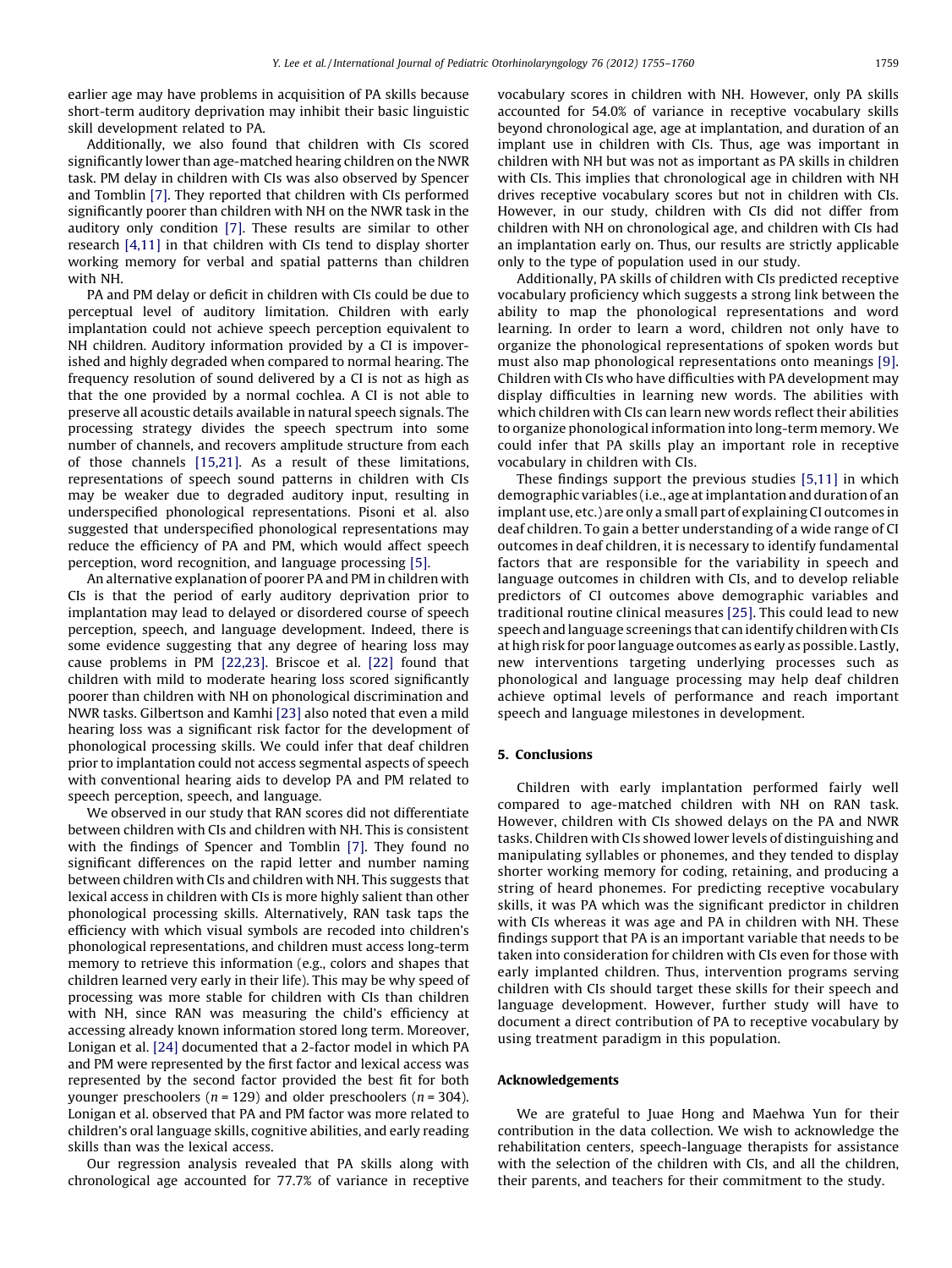earlier age may have problems in acquisition of PA skills because short-term auditory deprivation may inhibit their basic linguistic skill development related to PA.

Additionally, we also found that children with CIs scored significantly lower than age-matched hearing children on the NWR task. PM delay in children with CIs was also observed by Spencer and Tomblin [7]. They reported that children with CIs performed significantly poorer than children with NH on the NWR task in the auditory only condition [7]. These results are similar to other research [4,11] in that children with CIs tend to display shorter working memory for verbal and spatial patterns than children with NH.

PA and PM delay or deficit in children with CIs could be due to perceptual level of auditory limitation. Children with early implantation could not achieve speech perception equivalent to NH children. Auditory information provided by a CI is impoverished and highly degraded when compared to normal hearing. The frequency resolution of sound delivered by a CI is not as high as that the one provided by a normal cochlea. A CI is not able to preserve all acoustic details available in natural speech signals. The processing strategy divides the speech spectrum into some number of channels, and recovers amplitude structure from each of those channels [15,21]. As a result of these limitations, representations of speech sound patterns in children with CIs may be weaker due to degraded auditory input, resulting in underspecified phonological representations. Pisoni et al. also suggested that underspecified phonological representations may reduce the efficiency of PA and PM, which would affect speech perception, word recognition, and language processing [5].

An alternative explanation of poorer PA and PM in children with CIs is that the period of early auditory deprivation prior to implantation may lead to delayed or disordered course of speech perception, speech, and language development. Indeed, there is some evidence suggesting that any degree of hearing loss may cause problems in PM [22,23]. Briscoe et al. [22] found that children with mild to moderate hearing loss scored significantly poorer than children with NH on phonological discrimination and NWR tasks. Gilbertson and Kamhi [23] also noted that even a mild hearing loss was a significant risk factor for the development of phonological processing skills. We could infer that deaf children prior to implantation could not access segmental aspects of speech with conventional hearing aids to develop PA and PM related to speech perception, speech, and language.

We observed in our study that RAN scores did not differentiate between children with CIs and children with NH. This is consistent with the findings of Spencer and Tomblin [7]. They found no significant differences on the rapid letter and number naming between children with CIs and children with NH. This suggests that lexical access in children with CIs is more highly salient than other phonological processing skills. Alternatively, RAN task taps the efficiency with which visual symbols are recoded into children's phonological representations, and children must access long-term memory to retrieve this information (e.g., colors and shapes that children learned very early in their life). This may be why speed of processing was more stable for children with CIs than children with NH, since RAN was measuring the child's efficiency at accessing already known information stored long term. Moreover, Lonigan et al. [24] documented that a 2-factor model in which PA and PM were represented by the first factor and lexical access was represented by the second factor provided the best fit for both younger preschoolers ($n = 129$) and older preschoolers ($n = 304$). Lonigan et al. observed that PA and PM factor was more related to children's oral language skills, cognitive abilities, and early reading skills than was the lexical access.

Our regression analysis revealed that PA skills along with chronological age accounted for 77.7% of variance in receptive vocabulary scores in children with NH. However, only PA skills accounted for 54.0% of variance in receptive vocabulary skills beyond chronological age, age at implantation, and duration of an implant use in children with CIs. Thus, age was important in children with NH but was not as important as PA skills in children with CIs. This implies that chronological age in children with NH drives receptive vocabulary scores but not in children with CIs. However, in our study, children with CIs did not differ from children with NH on chronological age, and children with CIs had an implantation early on. Thus, our results are strictly applicable only to the type of population used in our study.

Additionally, PA skills of children with CIs predicted receptive vocabulary proficiency which suggests a strong link between the ability to map the phonological representations and word learning. In order to learn a word, children not only have to organize the phonological representations of spoken words but must also map phonological representations onto meanings [9]. Children with CIs who have difficulties with PA development may display difficulties in learning new words. The abilities with which children with CIs can learn new words reflect their abilities to organize phonological information into long-term memory. We could infer that PA skills play an important role in receptive vocabulary in children with CIs.

These findings support the previous studies [5,11] in which demographic variables (i.e., age at implantation and duration of an implant use, etc.) are only a small part of explaining CI outcomes in deaf children. To gain a better understanding of a wide range of CI outcomes in deaf children, it is necessary to identify fundamental factors that are responsible for the variability in speech and language outcomes in children with CIs, and to develop reliable predictors of CI outcomes above demographic variables and traditional routine clinical measures [25]. This could lead to new speech and language screenings that can identify children with CIs at high risk for poor language outcomes as early as possible. Lastly, new interventions targeting underlying processes such as phonological and language processing may help deaf children achieve optimal levels of performance and reach important speech and language milestones in development.

## 5. Conclusions

Children with early implantation performed fairly well compared to age-matched children with NH on RAN task. However, children with CIs showed delays on the PA and NWR tasks. Children with CIs showed lower levels of distinguishing and manipulating syllables or phonemes, and they tended to display shorter working memory for coding, retaining, and producing a string of heard phonemes. For predicting receptive vocabulary skills, it was PA which was the significant predictor in children with CIs whereas it was age and PA in children with NH. These findings support that PA is an important variable that needs to be taken into consideration for children with CIs even for those with early implanted children. Thus, intervention programs serving children with CIs should target these skills for their speech and language development. However, further study will have to document a direct contribution of PA to receptive vocabulary by using treatment paradigm in this population.

## Acknowledgements

We are grateful to Juae Hong and Maehwa Yun for their contribution in the data collection. We wish to acknowledge the rehabilitation centers, speech-language therapists for assistance with the selection of the children with CIs, and all the children, their parents, and teachers for their commitment to the study.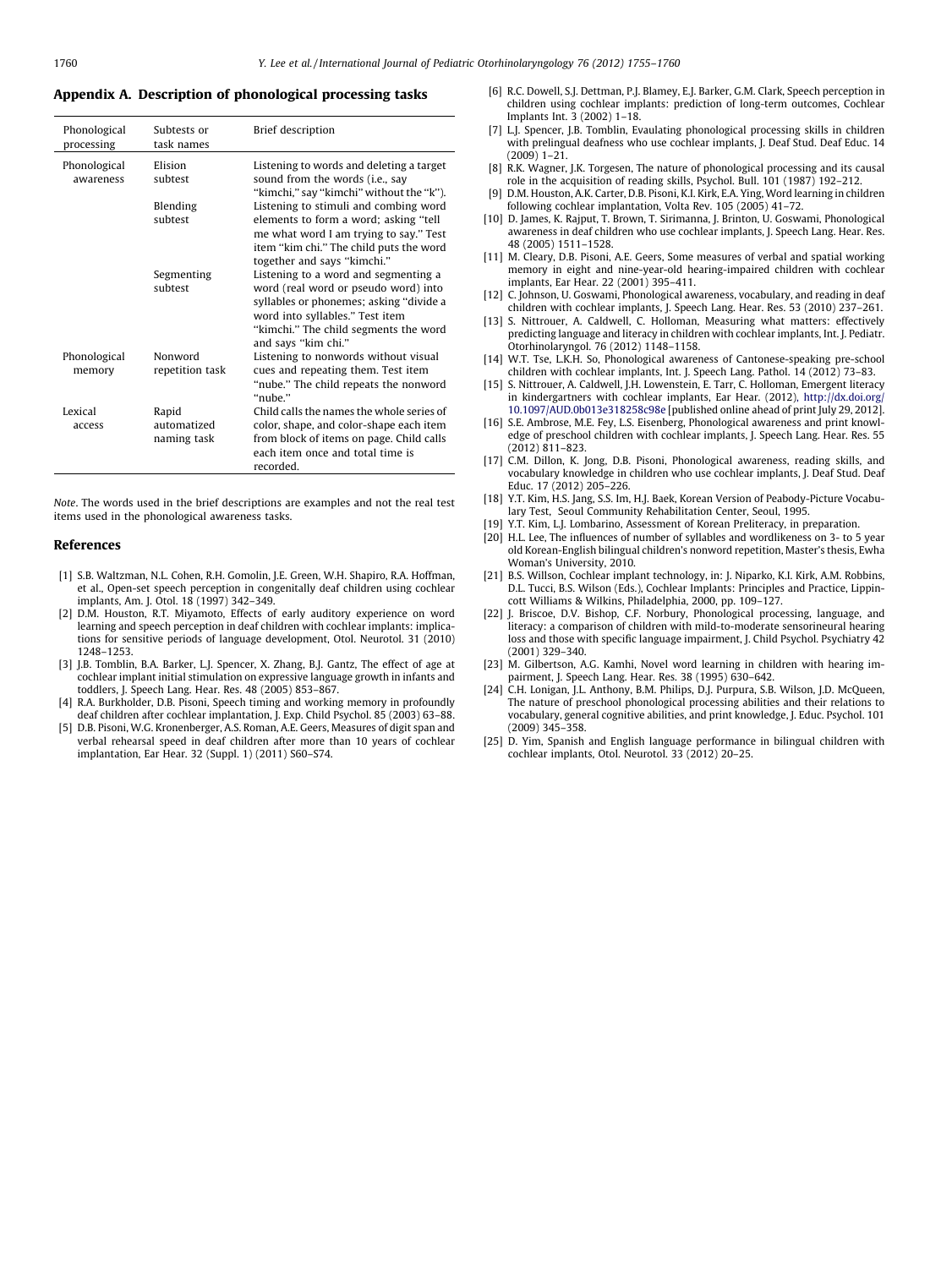## Appendix A. Description of phonological processing tasks

| Phonological processing | Subtests or task names | Brief description |
|---|---|---|
| Phonological awareness | Elision subtest | Listening to words and deleting a target sound from the words (i.e., say "kimchi," say "kimchi" without the "k"). |
| | Blending subtest | Listening to stimuli and combing word elements to form a word; asking "tell me what word I am trying to say." Test item "kim chi." The child puts the word together and says "kimchi." |
| | Segmenting subtest | Listening to a word and segmenting a word (real word or pseudo word) into syllables or phonemes; asking "divide a word into syllables." Test item "kimchi." The child segments the word and says "kim chi." |
| Phonological memory | Nonword repetition task | Listening to nonwords without visual cues and repeating them. Test item "nube." The child repeats the nonword "nube." |
| Lexical access | Rapid automatized naming task | Child calls the names the whole series of color, shape, and color-shape each item from block of items on page. Child calls each item once and total time is recorded. |

*Note*. The words used in the brief descriptions are examples and not the real test items used in the phonological awareness tasks.

## References

[1] S.B. Waltzman, N.L. Cohen, R.H. Gomolin, J.E. Green, W.H. Shapiro, R.A. Hoffman, et al., Open-set speech perception in congenitally deaf children using cochlear implants, Am. J. Otol. 18 (1997) 342–349.

[2] D.M. Houston, R.T. Miyamoto, Effects of early auditory experience on word learning and speech perception in deaf children with cochlear implants: implications for sensitive periods of language development, Otol. Neurotol. 31 (2010) 1248–1253.

[3] J.B. Tomblin, B.A. Barker, L.J. Spencer, X. Zhang, B.J. Gantz, The effect of age at cochlear implant initial stimulation on expressive language growth in infants and toddlers, J. Speech Lang. Hear. Res. 48 (2005) 853–867.

[4] R.A. Burkholder, D.B. Pisoni, Speech timing and working memory in profoundly deaf children after cochlear implantation, J. Exp. Child Psychol. 85 (2003) 63–88.

[5] D.B. Pisoni, W.G. Kronenberger, A.S. Roman, A.E. Geers, Measures of digit span and verbal rehearsal speed in deaf children after more than 10 years of cochlear implantation, Ear Hear. 32 (Suppl. 1) (2011) S60–S74.

[6] R.C. Dowell, S.J. Dettman, P.J. Blamey, E.J. Barker, G.M. Clark, Speech perception in children using cochlear implants: prediction of long-term outcomes, Cochlear Implants Int. 3 (2002) 1–18.

[7] L.J. Spencer, J.B. Tomblin, Evaluating phonological processing skills in children with prelingual deafness who use cochlear implants, J. Deaf Stud. Deaf Educ. 14 (2009) 1–21.

[8] R.K. Wagner, J.K. Torgesen, The nature of phonological processing and its causal role in the acquisition of reading skills, Psychol. Bull. 101 (1987) 192–212.

[9] D.M. Houston, A.K. Carter, D.B. Pisoni, K.I. Kirk, E.A. Ying, Word learning in children following cochlear implantation, Volta Rev. 105 (2005) 41–72.

[10] D. James, K. Rajput, T. Brown, T. Sirimanna, J. Brinton, U. Goswami, Phonological awareness in deaf children who use cochlear implants, J. Speech Lang. Hear. Res. 48 (2005) 1511–1528.

[11] M. Cleary, D.B. Pisoni, A.E. Geers, Some measures of verbal and spatial working memory in eight and nine-year-old hearing-impaired children with cochlear implants, Ear Hear. 22 (2001) 395–411.

[12] C. Johnson, U. Goswami, Phonological awareness, vocabulary, and reading in deaf children with cochlear implants, J. Speech Lang. Hear. Res. 53 (2010) 237–261.

[13] S. Nittrouer, A. Caldwell, C. Holloman, Measuring what matters: effectively predicting language and literacy in children with cochlear implants, Int. J. Pediatr. Otorhinolaryngol. 76 (2012) 1148–1158.

[14] W.T. Tse, L.K.H. So, Phonological awareness of Cantonese-speaking pre-school children with cochlear implants, Int. J. Speech Lang. Pathol. 14 (2012) 73–83.

[15] S. Nittrouer, A. Caldwell, J.H. Lowenstein, E. Tarr, C. Holloman, Emergent literacy in kindergartners with cochlear implants, Ear Hear. (2012), http://dx.doi.org/10.1097/AUD.0b013e318258c98e [published online ahead of print July 29, 2012].

[16] S.E. Ambrose, M.E. Fey, L.S. Eisenberg, Phonological awareness and print knowledge of preschool children with cochlear implants, J. Speech Lang. Hear. Res. 55 (2012) 811–823.

[17] C.M. Dillon, K. Jong, D.B. Pisoni, Phonological awareness, reading skills, and vocabulary knowledge in children who use cochlear implants, J. Deaf Stud. Deaf Educ. 17 (2012) 205–226.

[18] Y.T. Kim, H.S. Jang, S.S. Im, H.J. Baek, Korean Version of Peabody-Picture Vocabulary Test, Seoul Community Rehabilitation Center, Seoul, 1995.

[19] Y.T. Kim, L.J. Lombarino, Assessment of Korean Preliteracy, in preparation.

[20] H.L. Lee, The influences of number of syllables and wordlikeness on 3- to 5 year old Korean-English bilingual children's nonword repetition, Master's thesis, Ewha Woman's University, 2010.

[21] B.S. Willson, Cochlear implant technology, in: J. Niparko, K.I. Kirk, A.M. Robbins, D.L. Tucci, B.S. Wilson (Eds.), Cochlear Implants: Principles and Practice, Lippincott Williams & Wilkins, Philadelphia, 2000, pp. 109–127.

[22] J. Briscoe, D.V. Bishop, C.F. Norbury, Phonological processing, language, and literacy: a comparison of children with mild-to-moderate sensorineural hearing loss and those with specific language impairment, J. Child Psychol. Psychiatry 42 (2001) 329–340.

[23] M. Gilbertson, A.G. Kamhi, Novel word learning in children with hearing impairment, J. Speech Lang. Hear. Res. 38 (1995) 630–642.

[24] C.H. Lonigan, J.L. Anthony, B.M. Philips, D.J. Purpura, S.B. Wilson, J.D. McQueen, The nature of preschool phonological processing abilities and their relations to vocabulary, general cognitive abilities, and print knowledge, J. Educ. Psychol. 101 (2009) 345–358.

[25] D. Yim, Spanish and English language performance in bilingual children with cochlear implants, Otol. Neurotol. 33 (2012) 20–25.